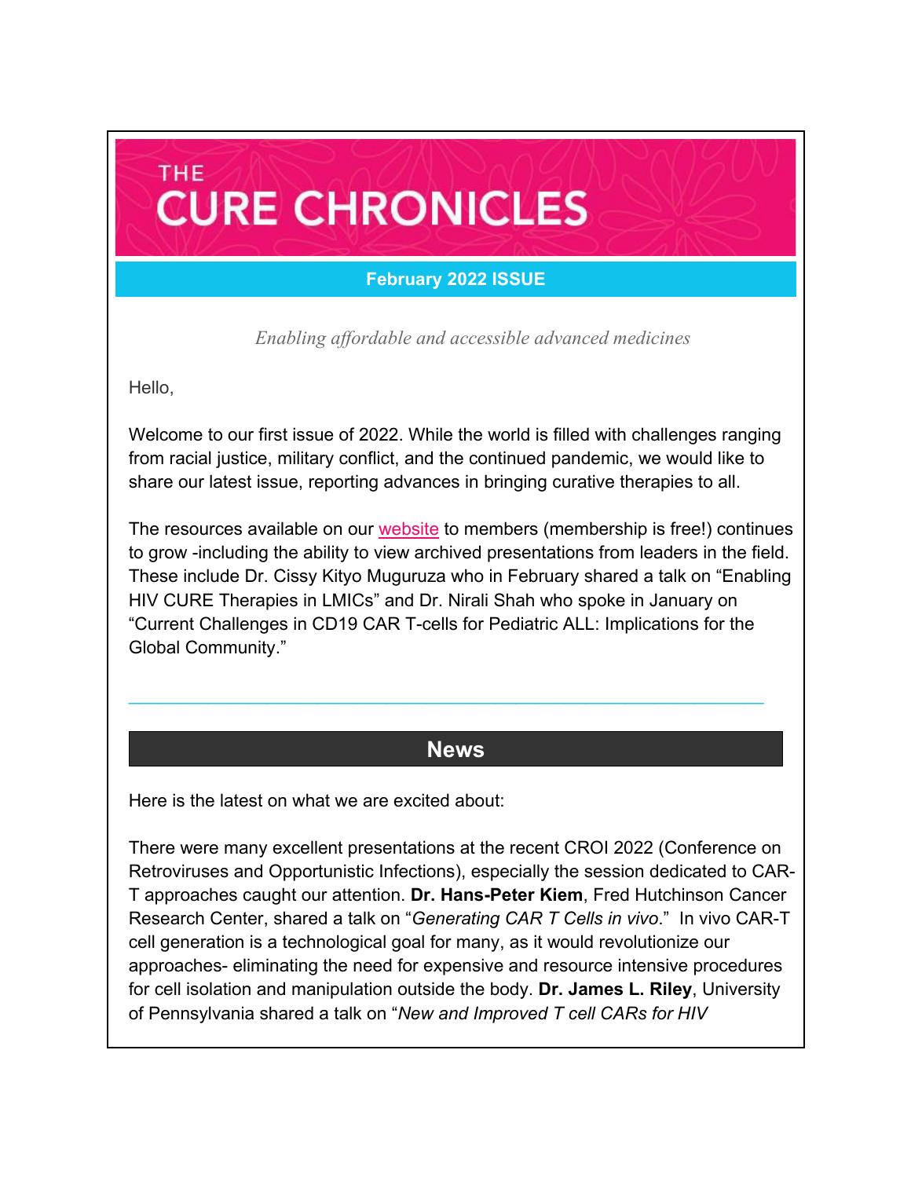# THE CURE CHRONICLES

**February 2022 ISSUE**

*Enabling affordable and accessible advanced medicines*

Hello,

Welcome to our first issue of 2022. While the world is filled with challenges ranging from racial justice, military conflict, and the continued pandemic, we would like to share our latest issue, reporting advances in bringing curative therapies to all.

The resources available on our website to members (membership is free!) continues to grow -including the ability to view archived presentations from leaders in the field. These include Dr. Cissy Kityo Muguruza who in February shared a talk on “Enabling HIV CURE Therapies in LMICs” and Dr. Nirali Shah who spoke in January on “Current Challenges in CD19 CAR T-cells for Pediatric ALL: Implications for the Global Community.”

---

## News

Here is the latest on what we are excited about:

There were many excellent presentations at the recent CROI 2022 (Conference on Retroviruses and Opportunistic Infections), especially the session dedicated to CAR-T approaches caught our attention. **Dr. Hans-Peter Kiem**, Fred Hutchinson Cancer Research Center, shared a talk on “*Generating CAR T Cells in vivo*.” In vivo CAR-T cell generation is a technological goal for many, as it would revolutionize our approaches- eliminating the need for expensive and resource intensive procedures for cell isolation and manipulation outside the body. **Dr. James L. Riley**, University of Pennsylvania shared a talk on “*New and Improved T cell CARs for HIV*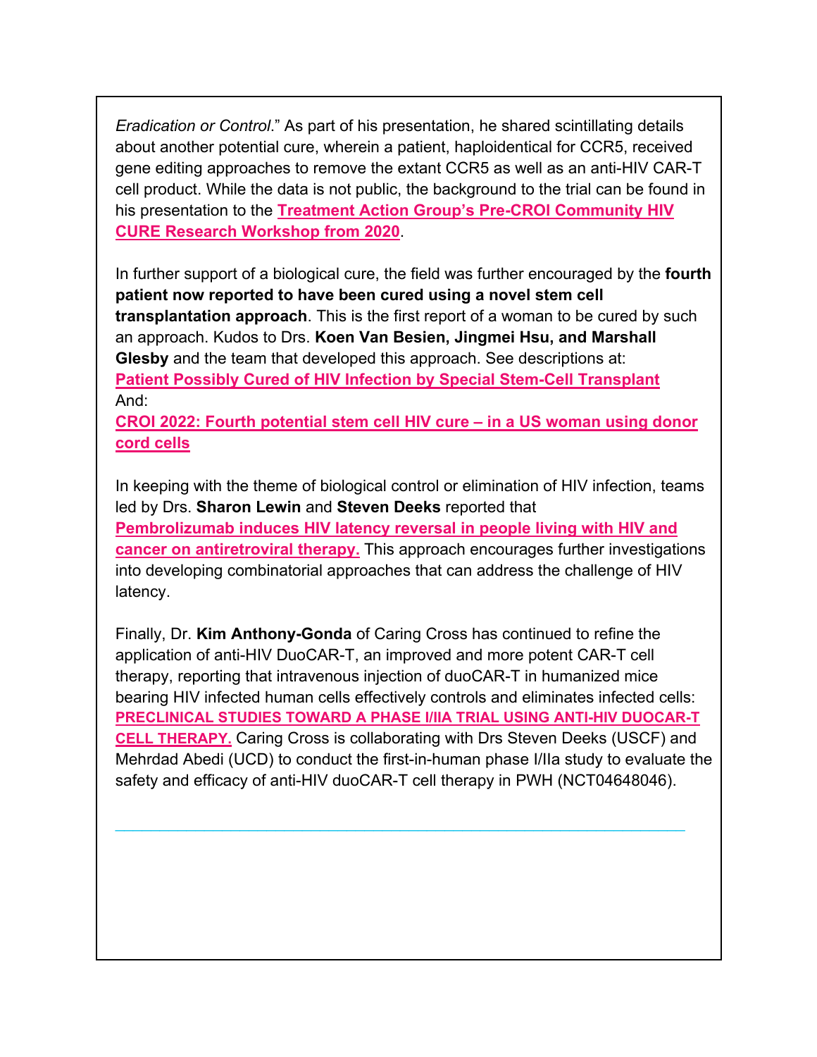*Eradication or Control*." As part of his presentation, he shared scintillating details about another potential cure, wherein a patient, haploidentical for CCR5, received gene editing approaches to remove the extant CCR5 as well as an anti-HIV CAR-T cell product. While the data is not public, the background to the trial can be found in his presentation to the **Treatment Action Group's Pre-CROI Community HIV CURE Research Workshop from 2020**.

In further support of a biological cure, the field was further encouraged by the **fourth patient now reported to have been cured using a novel stem cell transplantation approach**. This is the first report of a woman to be cured by such an approach. Kudos to Drs. **Koen Van Besien, Jingmei Hsu, and Marshall Glesby** and the team that developed this approach. See descriptions at: **Patient Possibly Cured of HIV Infection by Special Stem-Cell Transplant**
And:
**CROI 2022: Fourth potential stem cell HIV cure – in a US woman using donor cord cells**

In keeping with the theme of biological control or elimination of HIV infection, teams led by Drs. **Sharon Lewin** and **Steven Deeks** reported that **Pembrolizumab induces HIV latency reversal in people living with HIV and cancer on antiretroviral therapy.** This approach encourages further investigations into developing combinatorial approaches that can address the challenge of HIV latency.

Finally, Dr. **Kim Anthony-Gonda** of Caring Cross has continued to refine the application of anti-HIV DuoCAR-T, an improved and more potent CAR-T cell therapy, reporting that intravenous injection of duoCAR-T in humanized mice bearing HIV infected human cells effectively controls and eliminates infected cells: **PRECLINICAL STUDIES TOWARD A PHASE I/IIA TRIAL USING ANTI-HIV DUOCAR-T CELL THERAPY.** Caring Cross is collaborating with Drs Steven Deeks (USCF) and Mehrdad Abedi (UCD) to conduct the first-in-human phase I/IIa study to evaluate the safety and efficacy of anti-HIV duoCAR-T cell therapy in PWH (NCT04648046).

---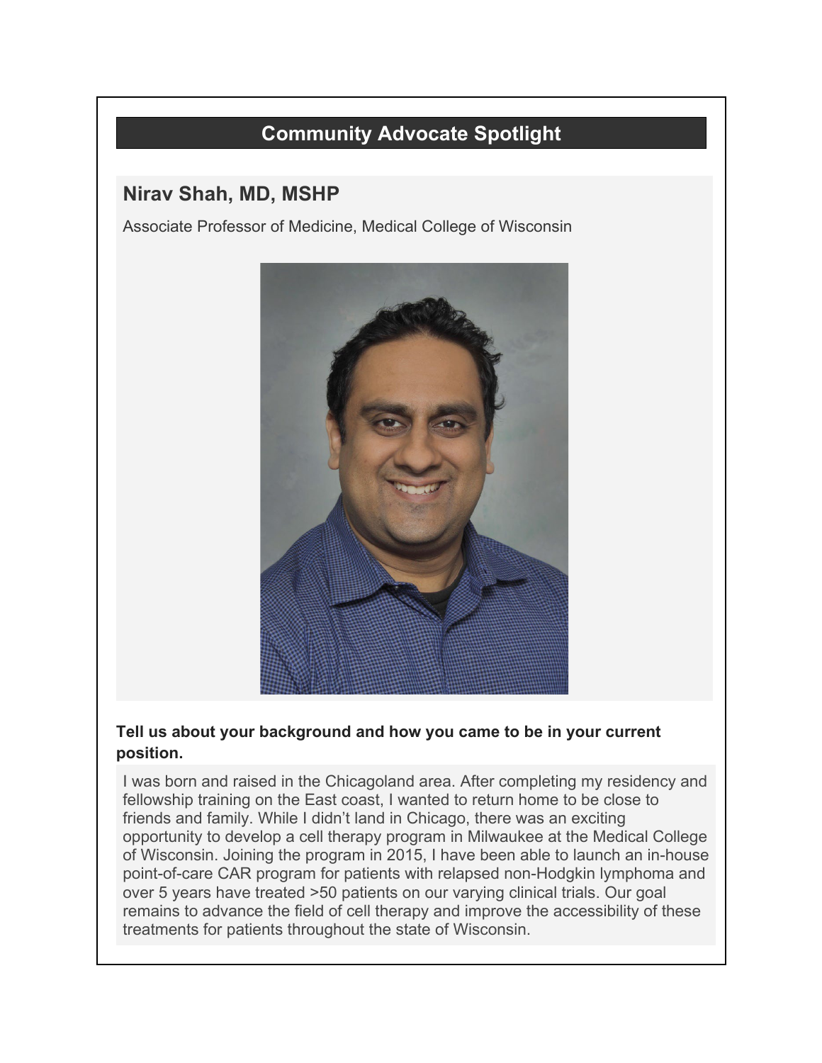## Community Advocate Spotlight

### Nirav Shah, MD, MSHP

Associate Professor of Medicine, Medical College of Wisconsin

**Tell us about your background and how you came to be in your current position.**

I was born and raised in the Chicagoland area. After completing my residency and fellowship training on the East coast, I wanted to return home to be close to friends and family. While I didn't land in Chicago, there was an exciting opportunity to develop a cell therapy program in Milwaukee at the Medical College of Wisconsin. Joining the program in 2015, I have been able to launch an in-house point-of-care CAR program for patients with relapsed non-Hodgkin lymphoma and over 5 years have treated >50 patients on our varying clinical trials. Our goal remains to advance the field of cell therapy and improve the accessibility of these treatments for patients throughout the state of Wisconsin.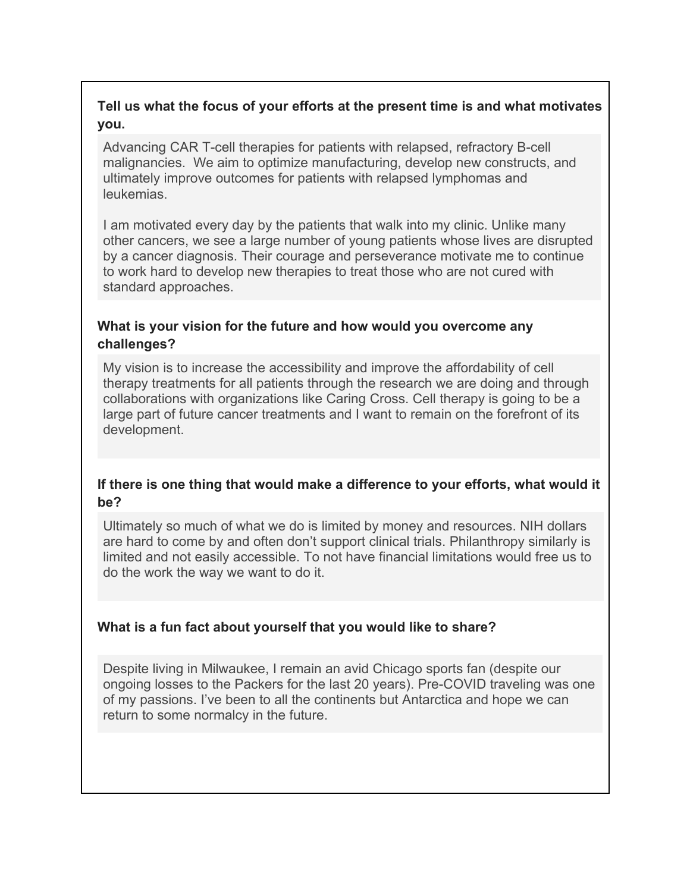### Tell us what the focus of your efforts at the present time is and what motivates you.

Advancing CAR T-cell therapies for patients with relapsed, refractory B-cell malignancies. We aim to optimize manufacturing, develop new constructs, and ultimately improve outcomes for patients with relapsed lymphomas and leukemias.

I am motivated every day by the patients that walk into my clinic. Unlike many other cancers, we see a large number of young patients whose lives are disrupted by a cancer diagnosis. Their courage and perseverance motivate me to continue to work hard to develop new therapies to treat those who are not cured with standard approaches.

### What is your vision for the future and how would you overcome any challenges?

My vision is to increase the accessibility and improve the affordability of cell therapy treatments for all patients through the research we are doing and through collaborations with organizations like Caring Cross. Cell therapy is going to be a large part of future cancer treatments and I want to remain on the forefront of its development.

### If there is one thing that would make a difference to your efforts, what would it be?

Ultimately so much of what we do is limited by money and resources. NIH dollars are hard to come by and often don't support clinical trials. Philanthropy similarly is limited and not easily accessible. To not have financial limitations would free us to do the work the way we want to do it.

### What is a fun fact about yourself that you would like to share?

Despite living in Milwaukee, I remain an avid Chicago sports fan (despite our ongoing losses to the Packers for the last 20 years). Pre-COVID traveling was one of my passions. I've been to all the continents but Antarctica and hope we can return to some normalcy in the future.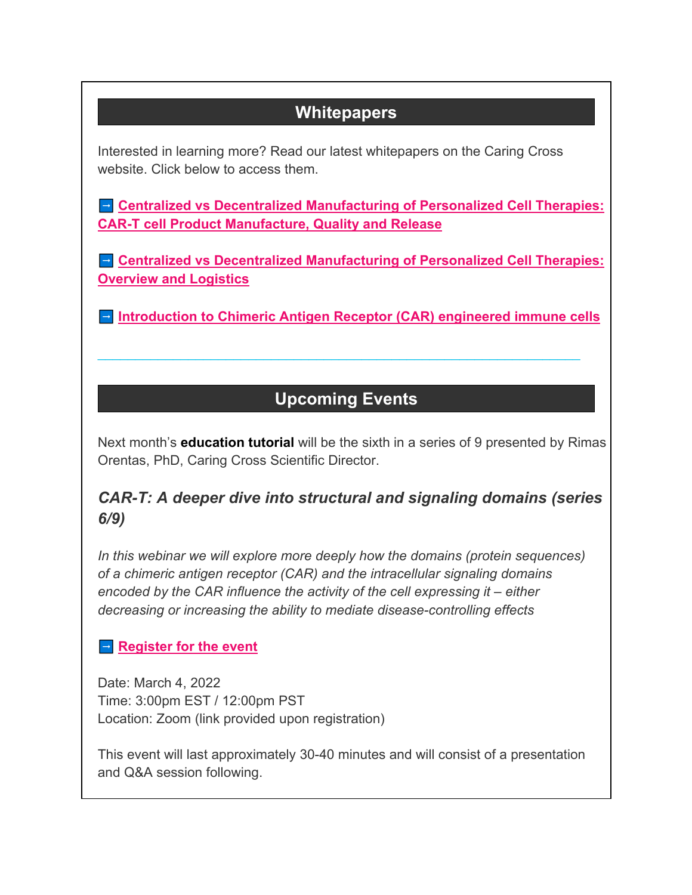## Whitepapers

Interested in learning more? Read our latest whitepapers on the Caring Cross website. Click below to access them.

→ **Centralized vs Decentralized Manufacturing of Personalized Cell Therapies: CAR-T cell Product Manufacture, Quality and Release**

→ **Centralized vs Decentralized Manufacturing of Personalized Cell Therapies: Overview and Logistics**

→ **Introduction to Chimeric Antigen Receptor (CAR) engineered immune cells**

---

## Upcoming Events

Next month's **education tutorial** will be the sixth in a series of 9 presented by Rimas Orentas, PhD, Caring Cross Scientific Director.

### *CAR-T: A deeper dive into structural and signaling domains (series 6/9)*

*In this webinar we will explore more deeply how the domains (protein sequences) of a chimeric antigen receptor (CAR) and the intracellular signaling domains encoded by the CAR influence the activity of the cell expressing it – either decreasing or increasing the ability to mediate disease-controlling effects*

→ **Register for the event**

Date: March 4, 2022
Time: 3:00pm EST / 12:00pm PST
Location: Zoom (link provided upon registration)

This event will last approximately 30-40 minutes and will consist of a presentation and Q&A session following.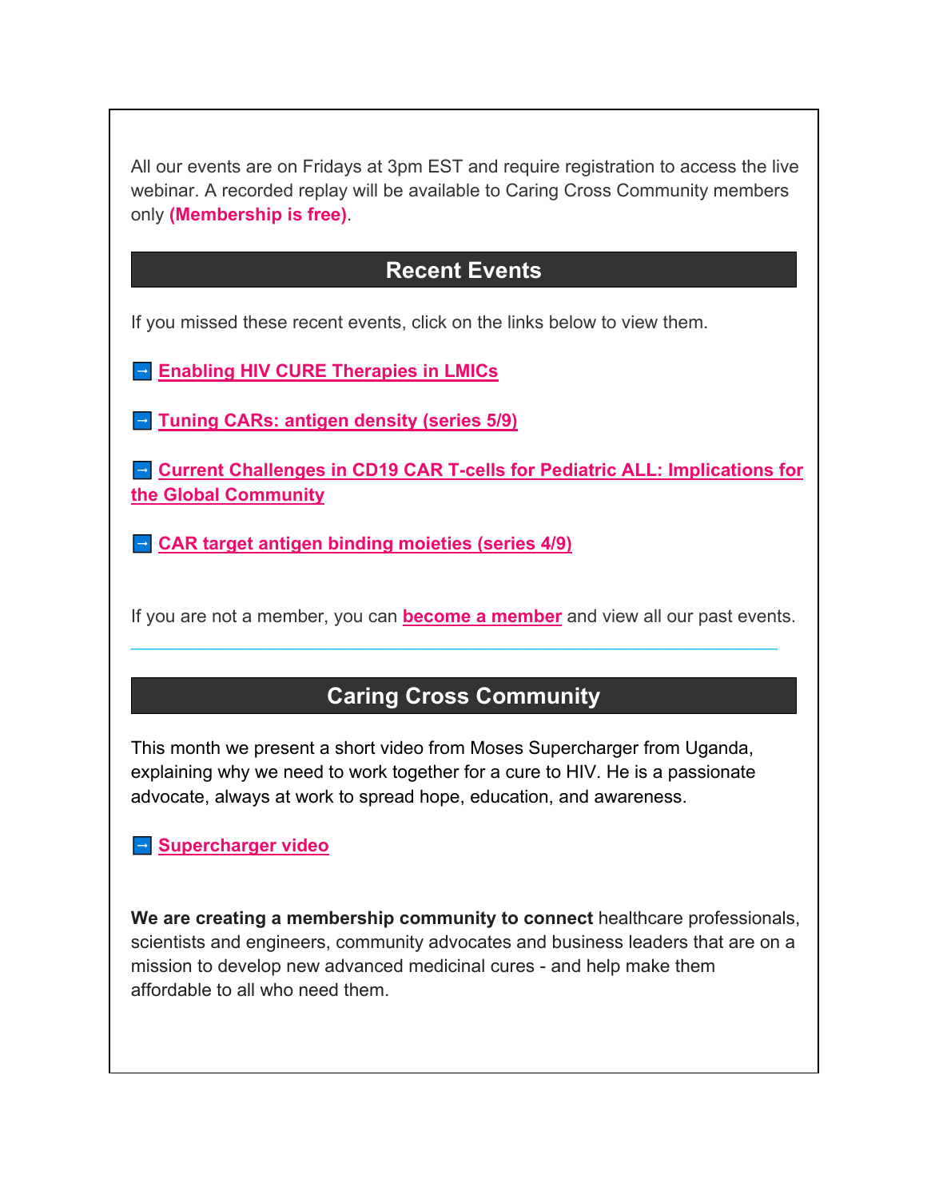All our events are on Fridays at 3pm EST and require registration to access the live webinar. A recorded replay will be available to Caring Cross Community members only **(Membership is free)**.

## Recent Events

If you missed these recent events, click on the links below to view them.

→ **Enabling HIV CURE Therapies in LMICs**

→ **Tuning CARs: antigen density (series 5/9)**

→ **Current Challenges in CD19 CAR T-cells for Pediatric ALL: Implications for the Global Community**

→ **CAR target antigen binding moieties (series 4/9)**

If you are not a member, you can **become a member** and view all our past events.

---

## Caring Cross Community

This month we present a short video from Moses Supercharger from Uganda, explaining why we need to work together for a cure to HIV. He is a passionate advocate, always at work to spread hope, education, and awareness.

→ **Supercharger video**

**We are creating a membership community to connect** healthcare professionals, scientists and engineers, community advocates and business leaders that are on a mission to develop new advanced medicinal cures - and help make them affordable to all who need them.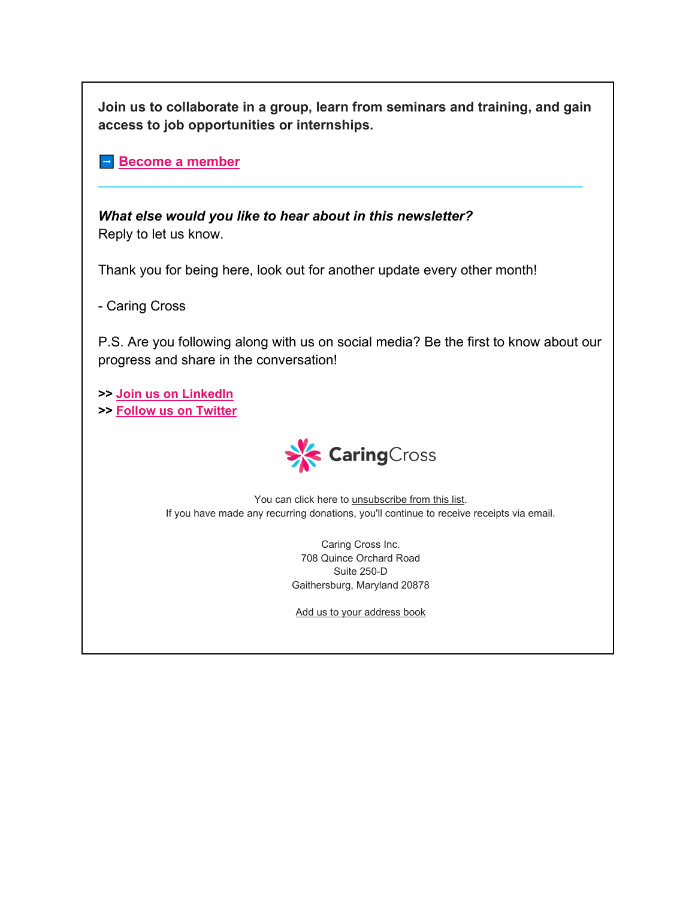**Join us to collaborate in a group, learn from seminars and training, and gain access to job opportunities or internships.**

→ **Become a member**

---

***What else would you like to hear about in this newsletter?***
Reply to let us know.

Thank you for being here, look out for another update every other month!

- Caring Cross

P.S. Are you following along with us on social media? Be the first to know about our progress and share in the conversation!

**>> Join us on LinkedIn**
**>> Follow us on Twitter**

CaringCross

You can click here to unsubscribe from this list.
If you have made any recurring donations, you'll continue to receive receipts via email.

Caring Cross Inc.
708 Quince Orchard Road
Suite 250-D
Gaithersburg, Maryland 20878

Add us to your address book